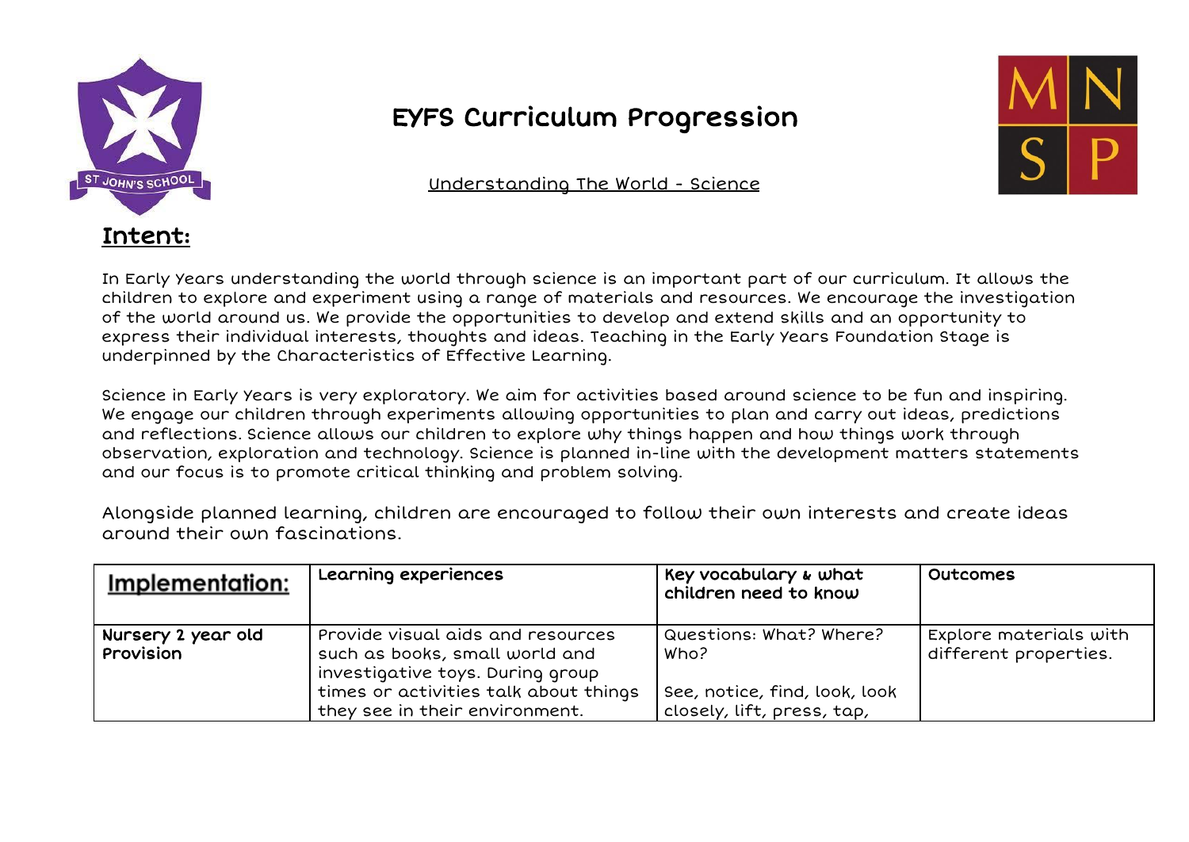# EYFS Curriculum Progression

Understanding The World - Science

## Intent:

In Early Years understanding the world through science is an important part of our curriculum. It allows the children to explore and experiment using a range of materials and resources. We encourage the investigation of the world around us. We provide the opportunities to develop and extend skills and an opportunity to express their individual interests, thoughts and ideas. Teaching in the Early Years Foundation Stage is underpinned by the Characteristics of Effective Learning.

Science in Early Years is very exploratory. We aim for activities based around science to be fun and inspiring. We engage our children through experiments allowing opportunities to plan and carry out ideas, predictions and reflections. Science allows our children to explore why things happen and how things work through observation, exploration and technology. Science is planned in-line with the development matters statements and our focus is to promote critical thinking and problem solving.

Alongside planned learning, children are encouraged to follow their own interests and create ideas around their own fascinations.

| **Implementation:** | **Learning experiences** | **Key vocabulary & what children need to know** | **Outcomes** |
| --- | --- | --- | --- |
| **Nursery 2 year old Provision** | Provide visual aids and resources such as books, small world and investigative toys. During group times or activities talk about things they see in their environment. | Questions: What? Where? Who?<br><br>See, notice, find, look, look closely, lift, press, tap, | Explore materials with different properties. |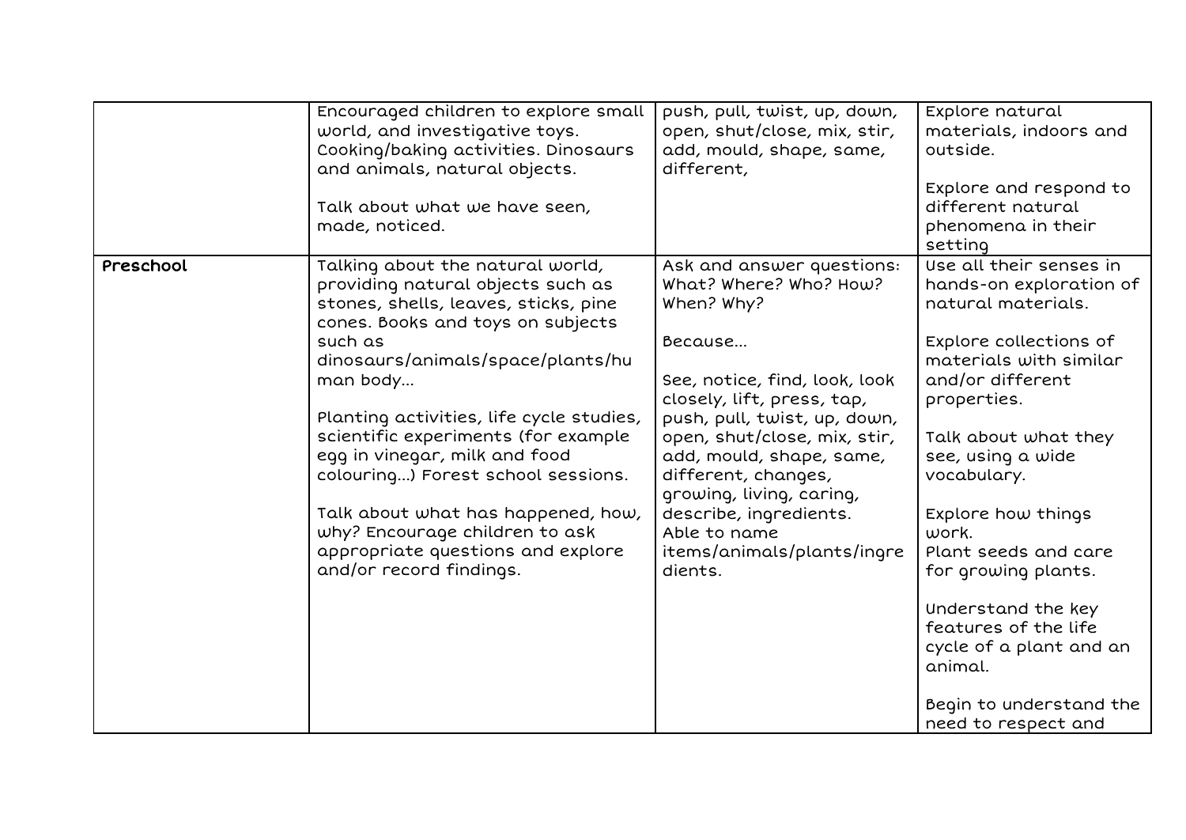| | | | |
|---|---|---|---|
| | Encouraged children to explore small world, and investigative toys. Cooking/baking activities. Dinosaurs and animals, natural objects.<br><br>Talk about what we have seen, made, noticed. | push, pull, twist, up, down, open, shut/close, mix, stir, add, mould, shape, same, different, | Explore natural materials, indoors and outside.<br><br>Explore and respond to different natural phenomena in their setting |
| **Preschool** | Talking about the natural world, providing natural objects such as stones, shells, leaves, sticks, pine cones. Books and toys on subjects such as dinosaurs/animals/space/plants/human body…<br><br>Planting activities, life cycle studies, scientific experiments (for example egg in vinegar, milk and food colouring…) Forest school sessions.<br><br>Talk about what has happened, how, why? Encourage children to ask appropriate questions and explore and/or record findings. | Ask and answer questions: What? Where? Who? How? When? Why?<br><br>Because…<br><br>See, notice, find, look, look closely, lift, press, tap, push, pull, twist, up, down, open, shut/close, mix, stir, add, mould, shape, same, different, changes, growing, living, caring, describe, ingredients.<br>Able to name items/animals/plants/ingredients. | Use all their senses in hands-on exploration of natural materials.<br><br>Explore collections of materials with similar and/or different properties.<br><br>Talk about what they see, using a wide vocabulary.<br><br>Explore how things work.<br>Plant seeds and care for growing plants.<br><br>Understand the key features of the life cycle of a plant and an animal.<br><br>Begin to understand the need to respect and |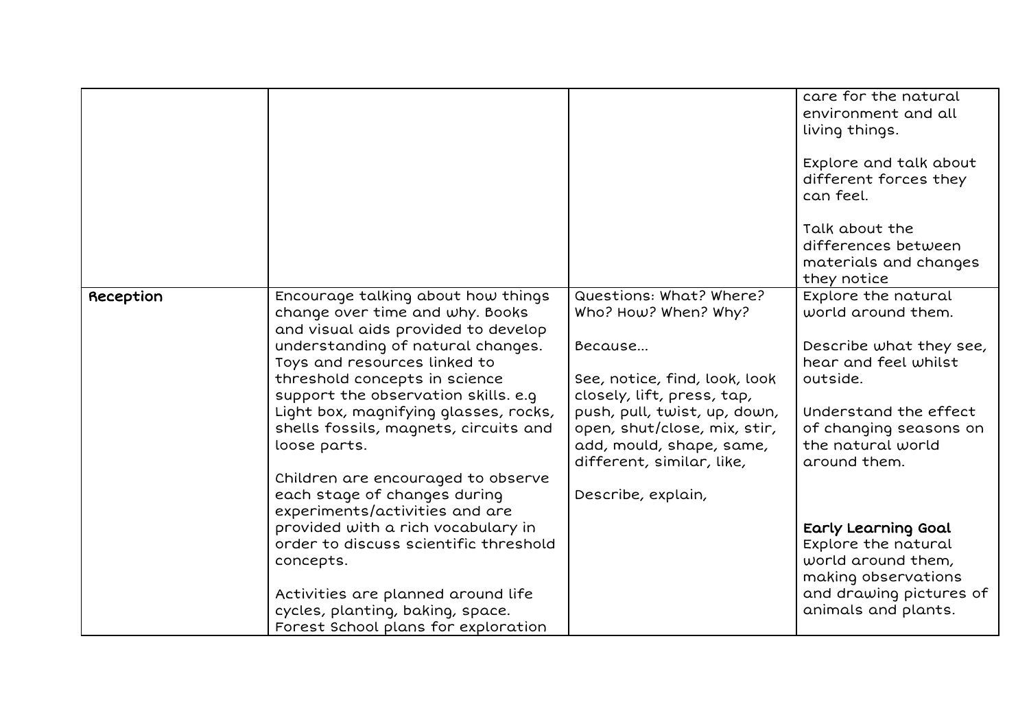| | | | |
|---|---|---|---|
| | | | care for the natural environment and all living things.<br><br>Explore and talk about different forces they can feel.<br><br>Talk about the differences between materials and changes they notice |
| **Reception** | Encourage talking about how things change over time and why. Books and visual aids provided to develop understanding of natural changes. Toys and resources linked to threshold concepts in science support the observation skills. e.g Light box, magnifying glasses, rocks, shells fossils, magnets, circuits and loose parts.<br><br>Children are encouraged to observe each stage of changes during experiments/activities and are provided with a rich vocabulary in order to discuss scientific threshold concepts.<br><br>Activities are planned around life cycles, planting, baking, space. Forest School plans for exploration | Questions: What? Where? Who? How? When? Why?<br><br>Because…<br><br>See, notice, find, look, look closely, lift, press, tap, push, pull, twist, up, down, open, shut/close, mix, stir, add, mould, shape, same, different, similar, like,<br><br>Describe, explain, | Explore the natural world around them.<br><br>Describe what they see, hear and feel whilst outside.<br><br>Understand the effect of changing seasons on the natural world around them.<br><br>**Early Learning Goal**<br>Explore the natural world around them, making observations and drawing pictures of animals and plants. |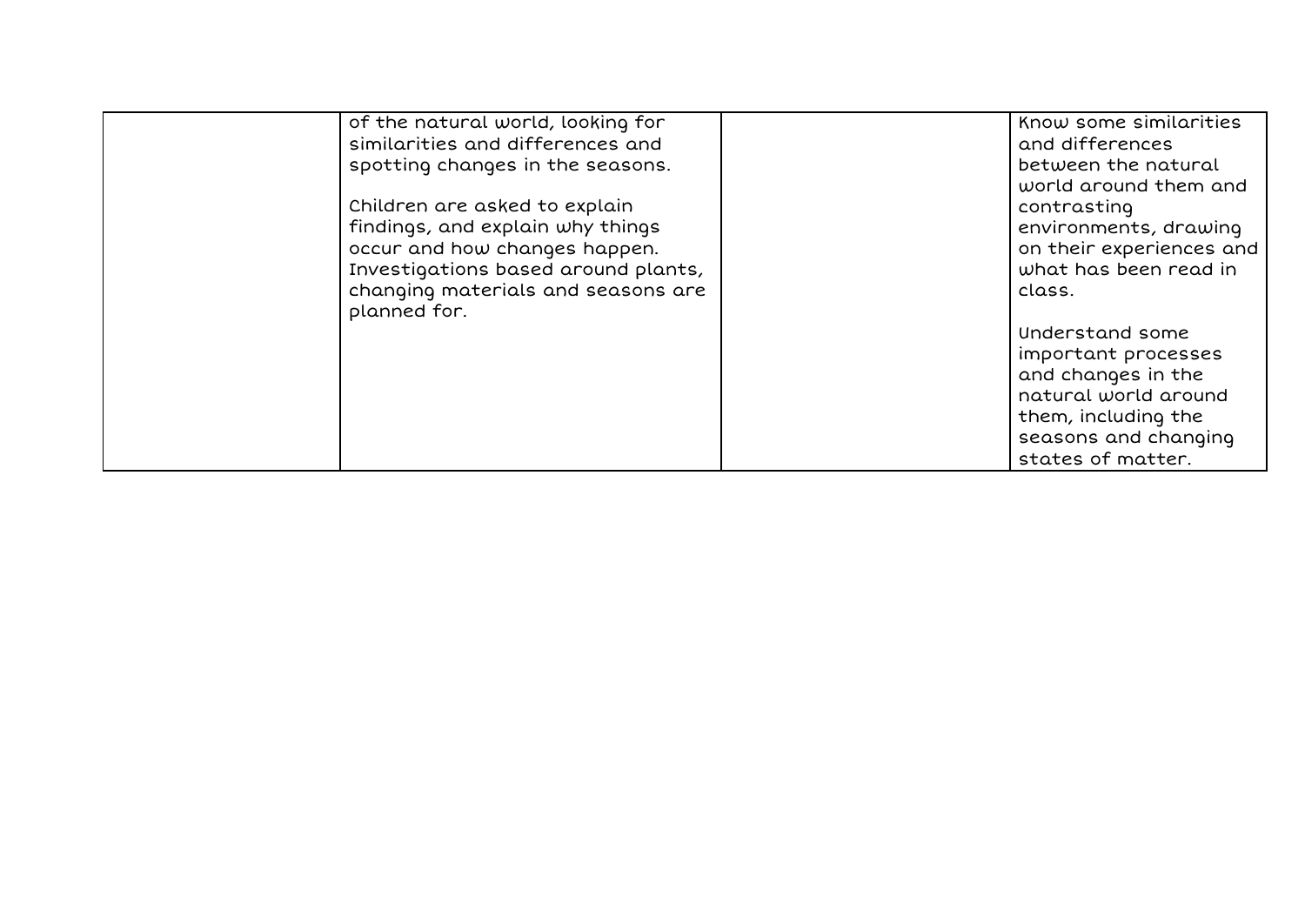| | | | |
|---|---|---|---|
| | of the natural world, looking for similarities and differences and spotting changes in the seasons.<br><br>Children are asked to explain findings, and explain why things occur and how changes happen. Investigations based around plants, changing materials and seasons are planned for. | | Know some similarities and differences between the natural world around them and contrasting environments, drawing on their experiences and what has been read in class.<br><br>Understand some important processes and changes in the natural world around them, including the seasons and changing states of matter. |